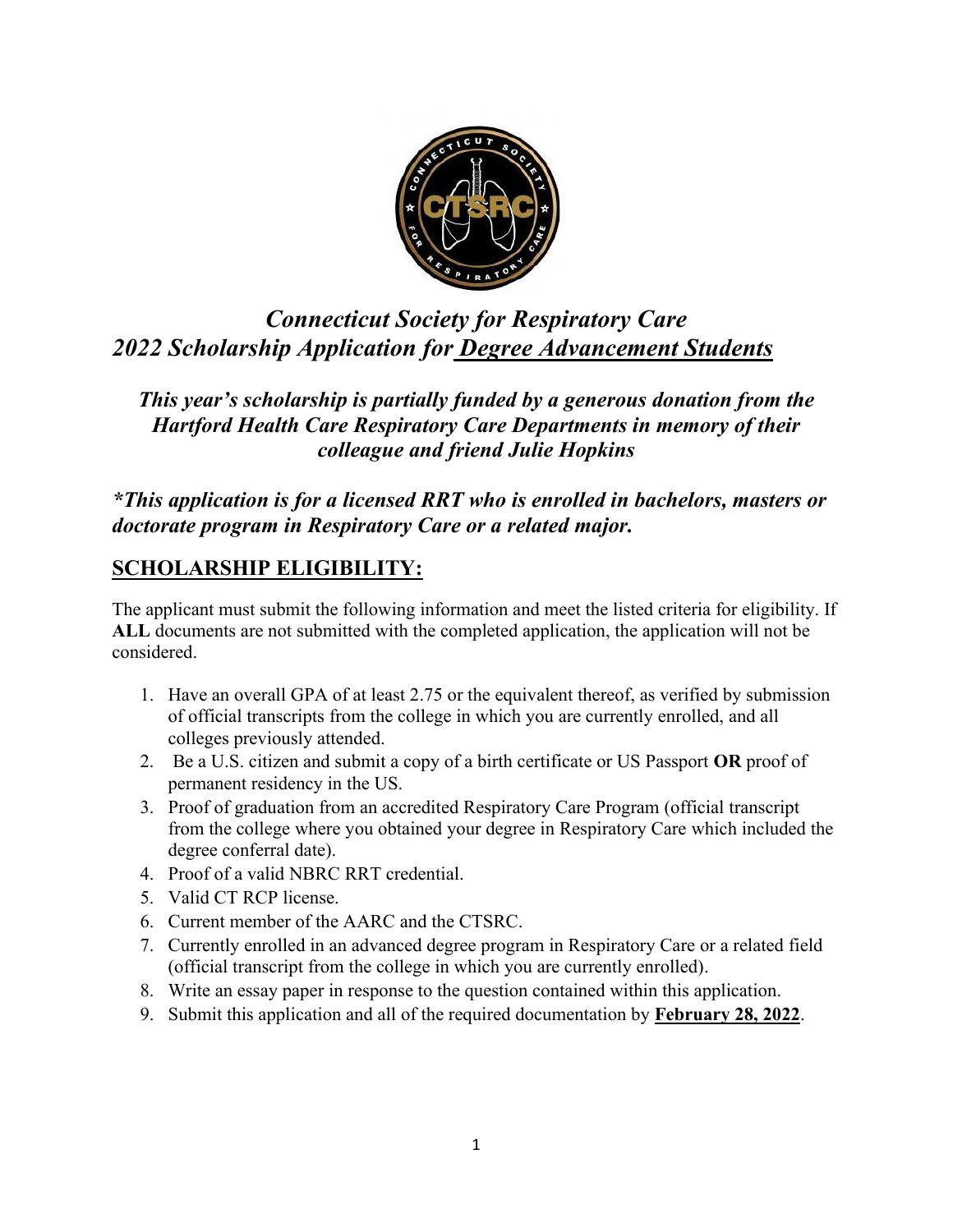# *Connecticut Society for Respiratory Care*
# *2022 Scholarship Application for Degree Advancement Students*

***This year's scholarship is partially funded by a generous donation from the Hartford Health Care Respiratory Care Departments in memory of their colleague and friend Julie Hopkins***

***\*This application is for a licensed RRT who is enrolled in bachelors, masters or doctorate program in Respiratory Care or a related major.***

## SCHOLARSHIP ELIGIBILITY:

The applicant must submit the following information and meet the listed criteria for eligibility. If **ALL** documents are not submitted with the completed application, the application will not be considered.

1. Have an overall GPA of at least 2.75 or the equivalent thereof, as verified by submission of official transcripts from the college in which you are currently enrolled, and all colleges previously attended.
2. Be a U.S. citizen and submit a copy of a birth certificate or US Passport **OR** proof of permanent residency in the US.
3. Proof of graduation from an accredited Respiratory Care Program (official transcript from the college where you obtained your degree in Respiratory Care which included the degree conferral date).
4. Proof of a valid NBRC RRT credential.
5. Valid CT RCP license.
6. Current member of the AARC and the CTSRC.
7. Currently enrolled in an advanced degree program in Respiratory Care or a related field (official transcript from the college in which you are currently enrolled).
8. Write an essay paper in response to the question contained within this application.
9. Submit this application and all of the required documentation by **February 28, 2022**.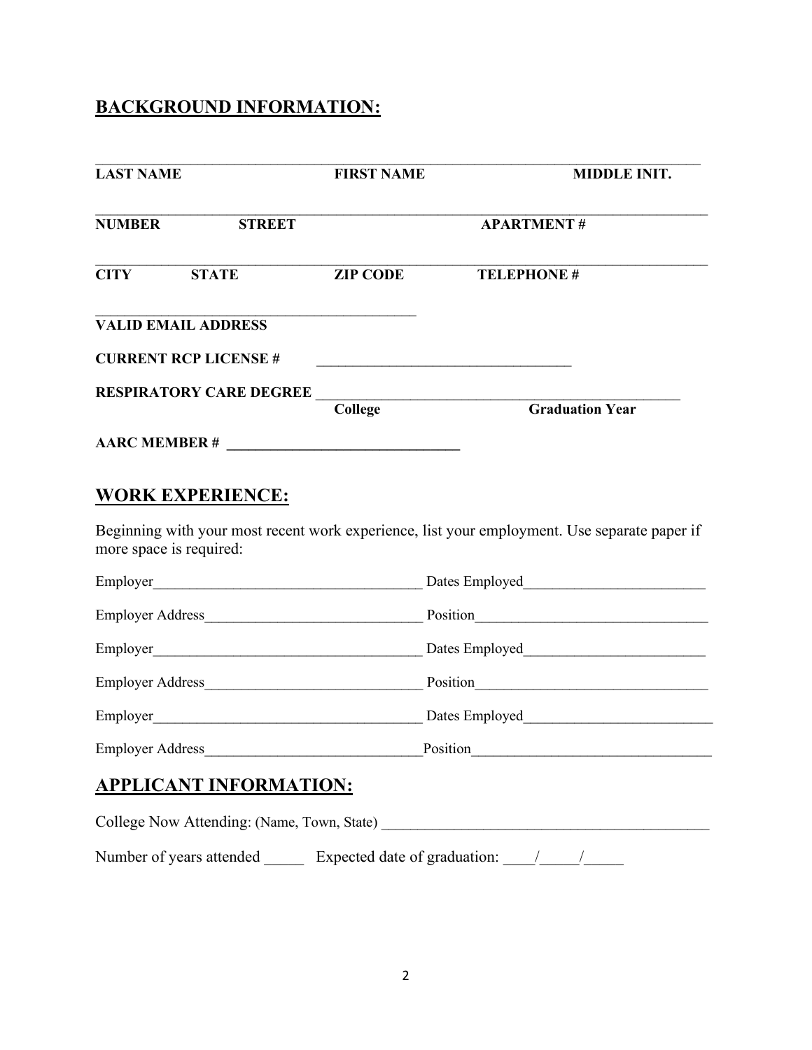## BACKGROUND INFORMATION:

______________________________________________________________________________

**LAST NAME** **FIRST NAME** **MIDDLE INIT.**

______________________________________________________________________________

**NUMBER** **STREET** **APARTMENT #**

______________________________________________________________________________

**CITY** **STATE** **ZIP CODE** **TELEPHONE #**

________________________________________

**VALID EMAIL ADDRESS**

**CURRENT RCP LICENSE #** ________________________________

**RESPIRATORY CARE DEGREE** ______________________________________________

**College** **Graduation Year**

**AARC MEMBER #** ____________________________

## WORK EXPERIENCE:

Beginning with your most recent work experience, list your employment. Use separate paper if more space is required:

Employer_________________________________ Dates Employed______________________

Employer Address__________________________ Position____________________________

Employer_________________________________ Dates Employed______________________

Employer Address__________________________ Position____________________________

Employer_________________________________ Dates Employed______________________

Employer Address__________________________ Position____________________________

## APPLICANT INFORMATION:

College Now Attending: (Name, Town, State) ______________________________________

Number of years attended _____ Expected date of graduation: ____/_____/_____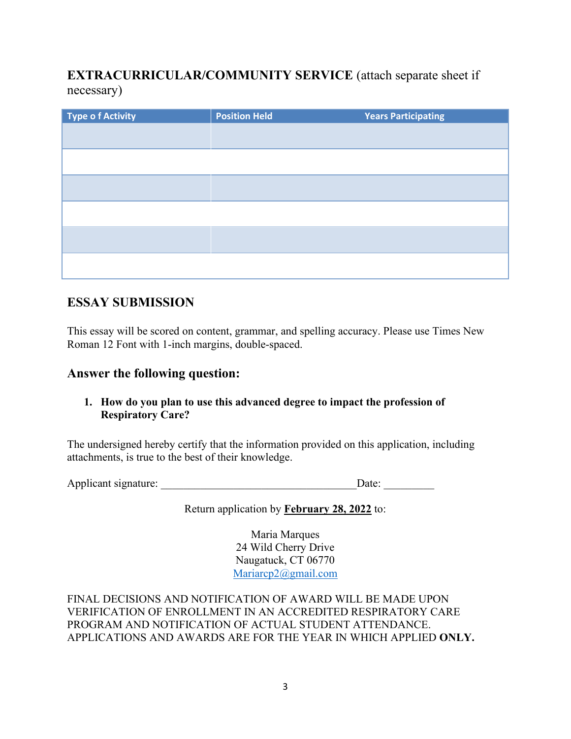**EXTRACURRICULAR/COMMUNITY SERVICE** (attach separate sheet if necessary)

| Type o f Activity | Position Held | Years Participating |
|---|---|---|
| | | |
| | | |
| | | |
| | | |
| | | |
| | | |

## ESSAY SUBMISSION

This essay will be scored on content, grammar, and spelling accuracy. Please use Times New Roman 12 Font with 1-inch margins, double-spaced.

## Answer the following question:

1. **How do you plan to use this advanced degree to impact the profession of Respiratory Care?**

The undersigned hereby certify that the information provided on this application, including attachments, is true to the best of their knowledge.

Applicant signature: ___________________________________Date: _________

Return application by **February 28, 2022** to:

Maria Marques
24 Wild Cherry Drive
Naugatuck, CT 06770
Mariarcp2@gmail.com

FINAL DECISIONS AND NOTIFICATION OF AWARD WILL BE MADE UPON VERIFICATION OF ENROLLMENT IN AN ACCREDITED RESPIRATORY CARE PROGRAM AND NOTIFICATION OF ACTUAL STUDENT ATTENDANCE. APPLICATIONS AND AWARDS ARE FOR THE YEAR IN WHICH APPLIED **ONLY.**